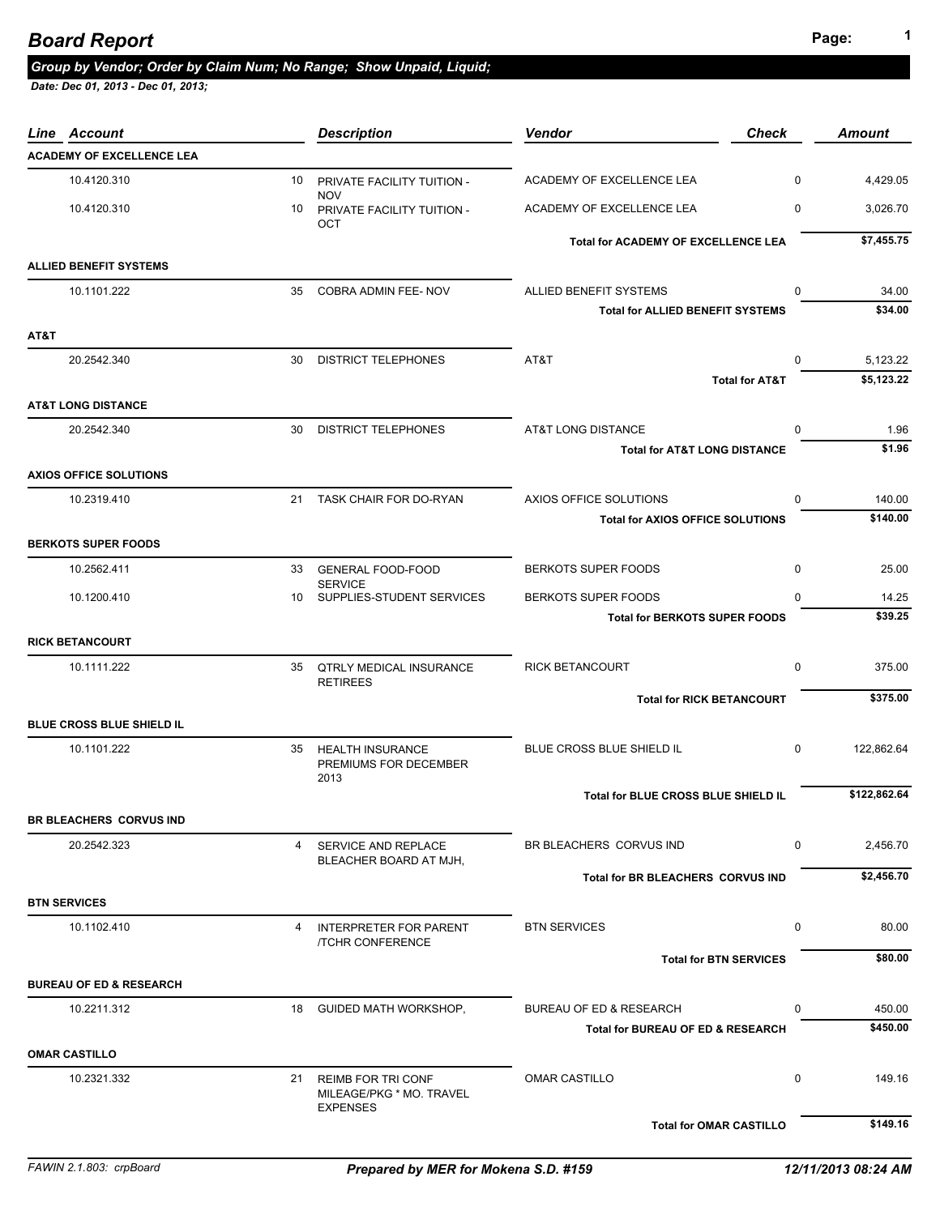# Board Report

***Group by Vendor; Order by Claim Num; No Range; Show Unpaid, Liquid;***

***Date: Dec 01, 2013 - Dec 01, 2013;***

| Line | Account | | Description | Vendor | Check | Amount |
|---|---|---|---|---|---|---|
| **ACADEMY OF EXCELLENCE LEA** | | | | | | |
| | 10.4120.310 | 10 | PRIVATE FACILITY TUITION - NOV | ACADEMY OF EXCELLENCE LEA | 0 | 4,429.05 |
| | 10.4120.310 | 10 | PRIVATE FACILITY TUITION - OCT | ACADEMY OF EXCELLENCE LEA | 0 | 3,026.70 |
| | | | | **Total for ACADEMY OF EXCELLENCE LEA** | | **$7,455.75** |
| **ALLIED BENEFIT SYSTEMS** | | | | | | |
| | 10.1101.222 | 35 | COBRA ADMIN FEE- NOV | ALLIED BENEFIT SYSTEMS | 0 | 34.00 |
| | | | | **Total for ALLIED BENEFIT SYSTEMS** | | **$34.00** |
| **AT&T** | | | | | | |
| | 20.2542.340 | 30 | DISTRICT TELEPHONES | AT&T | 0 | 5,123.22 |
| | | | | **Total for AT&T** | | **$5,123.22** |
| **AT&T LONG DISTANCE** | | | | | | |
| | 20.2542.340 | 30 | DISTRICT TELEPHONES | AT&T LONG DISTANCE | 0 | 1.96 |
| | | | | **Total for AT&T LONG DISTANCE** | | **$1.96** |
| **AXIOS OFFICE SOLUTIONS** | | | | | | |
| | 10.2319.410 | 21 | TASK CHAIR FOR DO-RYAN | AXIOS OFFICE SOLUTIONS | 0 | 140.00 |
| | | | | **Total for AXIOS OFFICE SOLUTIONS** | | **$140.00** |
| **BERKOTS SUPER FOODS** | | | | | | |
| | 10.2562.411 | 33 | GENERAL FOOD-FOOD SERVICE | BERKOTS SUPER FOODS | 0 | 25.00 |
| | 10.1200.410 | 10 | SUPPLIES-STUDENT SERVICES | BERKOTS SUPER FOODS | 0 | 14.25 |
| | | | | **Total for BERKOTS SUPER FOODS** | | **$39.25** |
| **RICK BETANCOURT** | | | | | | |
| | 10.1111.222 | 35 | QTRLY MEDICAL INSURANCE RETIREES | RICK BETANCOURT | 0 | 375.00 |
| | | | | **Total for RICK BETANCOURT** | | **$375.00** |
| **BLUE CROSS BLUE SHIELD IL** | | | | | | |
| | 10.1101.222 | 35 | HEALTH INSURANCE PREMIUMS FOR DECEMBER 2013 | BLUE CROSS BLUE SHIELD IL | 0 | 122,862.64 |
| | | | | **Total for BLUE CROSS BLUE SHIELD IL** | | **$122,862.64** |
| **BR BLEACHERS CORVUS IND** | | | | | | |
| | 20.2542.323 | 4 | SERVICE AND REPLACE BLEACHER BOARD AT MJH, | BR BLEACHERS CORVUS IND | 0 | 2,456.70 |
| | | | | **Total for BR BLEACHERS CORVUS IND** | | **$2,456.70** |
| **BTN SERVICES** | | | | | | |
| | 10.1102.410 | 4 | INTERPRETER FOR PARENT /TCHR CONFERENCE | BTN SERVICES | 0 | 80.00 |
| | | | | **Total for BTN SERVICES** | | **$80.00** |
| **BUREAU OF ED & RESEARCH** | | | | | | |
| | 10.2211.312 | 18 | GUIDED MATH WORKSHOP, | BUREAU OF ED & RESEARCH | 0 | 450.00 |
| | | | | **Total for BUREAU OF ED & RESEARCH** | | **$450.00** |
| **OMAR CASTILLO** | | | | | | |
| | 10.2321.332 | 21 | REIMB FOR TRI CONF MILEAGE/PKG * MO. TRAVEL EXPENSES | OMAR CASTILLO | 0 | 149.16 |
| | | | | **Total for OMAR CASTILLO** | | **$149.16** |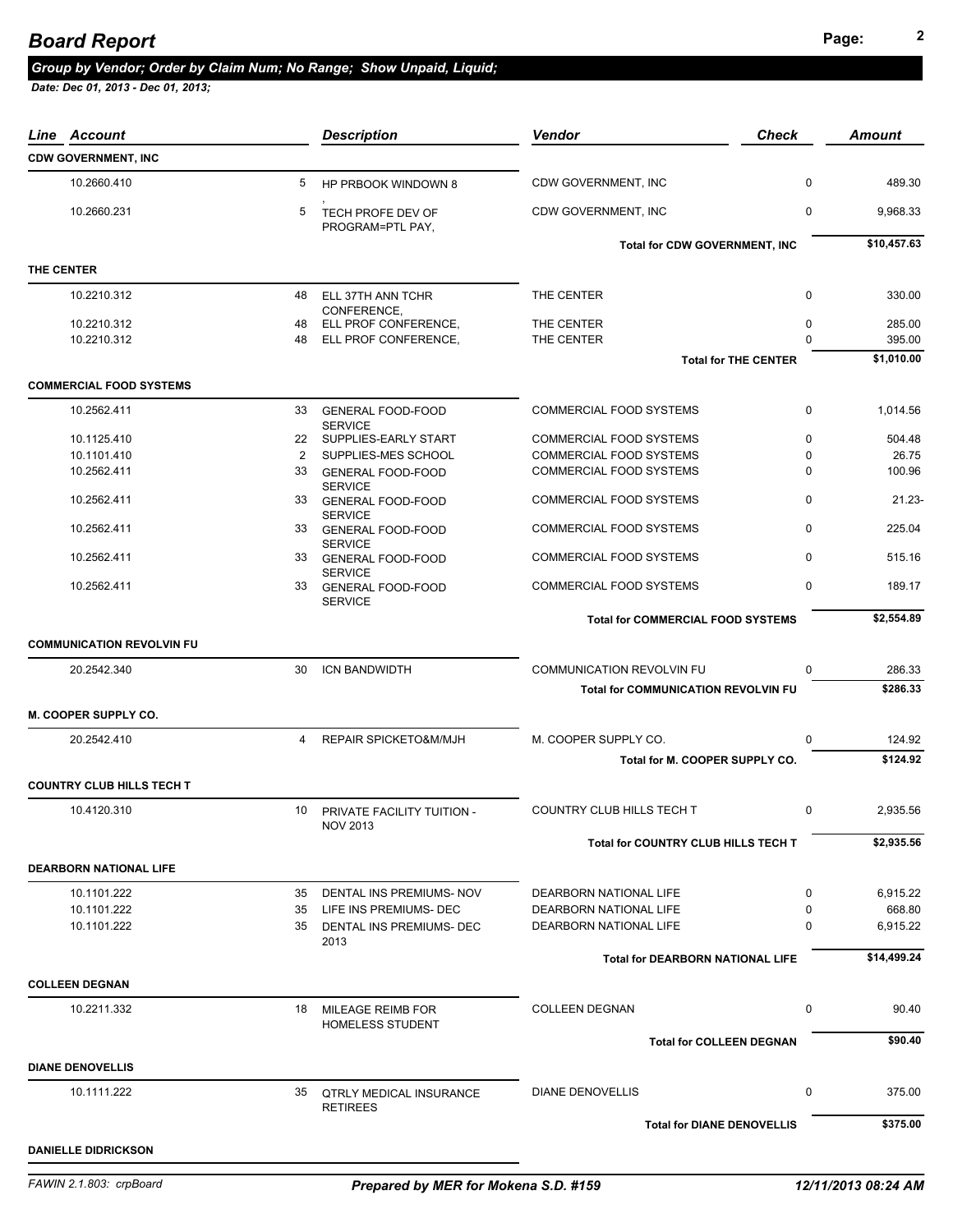# Board Report

***Group by Vendor; Order by Claim Num; No Range; Show Unpaid, Liquid;***

***Date: Dec 01, 2013 - Dec 01, 2013;***

| Line | Account | | Description | Vendor | Check | Amount |
|---|---|---|---|---|---|---|
| **CDW GOVERNMENT, INC** | | | | | | |
| | 10.2660.410 | 5 | HP PRBOOK WINDOWN 8 | CDW GOVERNMENT, INC | 0 | 489.30 |
| | 10.2660.231 | 5 | , TECH PROFE DEV OF PROGRAM=PTL PAY, | CDW GOVERNMENT, INC | 0 | 9,968.33 |
| | | | | **Total for CDW GOVERNMENT, INC** | | **$10,457.63** |
| **THE CENTER** | | | | | | |
| | 10.2210.312 | 48 | ELL 37TH ANN TCHR CONFERENCE, | THE CENTER | 0 | 330.00 |
| | 10.2210.312 | 48 | ELL PROF CONFERENCE, | THE CENTER | 0 | 285.00 |
| | 10.2210.312 | 48 | ELL PROF CONFERENCE, | THE CENTER | 0 | 395.00 |
| | | | | **Total for THE CENTER** | | **$1,010.00** |
| **COMMERCIAL FOOD SYSTEMS** | | | | | | |
| | 10.2562.411 | 33 | GENERAL FOOD-FOOD SERVICE | COMMERCIAL FOOD SYSTEMS | 0 | 1,014.56 |
| | 10.1125.410 | 22 | SUPPLIES-EARLY START | COMMERCIAL FOOD SYSTEMS | 0 | 504.48 |
| | 10.1101.410 | 2 | SUPPLIES-MES SCHOOL | COMMERCIAL FOOD SYSTEMS | 0 | 26.75 |
| | 10.2562.411 | 33 | GENERAL FOOD-FOOD SERVICE | COMMERCIAL FOOD SYSTEMS | 0 | 100.96 |
| | 10.2562.411 | 33 | GENERAL FOOD-FOOD SERVICE | COMMERCIAL FOOD SYSTEMS | 0 | 21.23- |
| | 10.2562.411 | 33 | GENERAL FOOD-FOOD SERVICE | COMMERCIAL FOOD SYSTEMS | 0 | 225.04 |
| | 10.2562.411 | 33 | GENERAL FOOD-FOOD SERVICE | COMMERCIAL FOOD SYSTEMS | 0 | 515.16 |
| | 10.2562.411 | 33 | GENERAL FOOD-FOOD SERVICE | COMMERCIAL FOOD SYSTEMS | 0 | 189.17 |
| | | | | **Total for COMMERCIAL FOOD SYSTEMS** | | **$2,554.89** |
| **COMMUNICATION REVOLVIN FU** | | | | | | |
| | 20.2542.340 | 30 | ICN BANDWIDTH | COMMUNICATION REVOLVIN FU | 0 | 286.33 |
| | | | | **Total for COMMUNICATION REVOLVIN FU** | | **$286.33** |
| **M. COOPER SUPPLY CO.** | | | | | | |
| | 20.2542.410 | 4 | REPAIR SPICKETO&M/MJH | M. COOPER SUPPLY CO. | 0 | 124.92 |
| | | | | **Total for M. COOPER SUPPLY CO.** | | **$124.92** |
| **COUNTRY CLUB HILLS TECH T** | | | | | | |
| | 10.4120.310 | 10 | PRIVATE FACILITY TUITION - NOV 2013 | COUNTRY CLUB HILLS TECH T | 0 | 2,935.56 |
| | | | | **Total for COUNTRY CLUB HILLS TECH T** | | **$2,935.56** |
| **DEARBORN NATIONAL LIFE** | | | | | | |
| | 10.1101.222 | 35 | DENTAL INS PREMIUMS- NOV | DEARBORN NATIONAL LIFE | 0 | 6,915.22 |
| | 10.1101.222 | 35 | LIFE INS PREMIUMS- DEC | DEARBORN NATIONAL LIFE | 0 | 668.80 |
| | 10.1101.222 | 35 | DENTAL INS PREMIUMS- DEC 2013 | DEARBORN NATIONAL LIFE | 0 | 6,915.22 |
| | | | | **Total for DEARBORN NATIONAL LIFE** | | **$14,499.24** |
| **COLLEEN DEGNAN** | | | | | | |
| | 10.2211.332 | 18 | MILEAGE REIMB FOR HOMELESS STUDENT | COLLEEN DEGNAN | 0 | 90.40 |
| | | | | **Total for COLLEEN DEGNAN** | | **$90.40** |
| **DIANE DENOVELLIS** | | | | | | |
| | 10.1111.222 | 35 | QTRLY MEDICAL INSURANCE RETIREES | DIANE DENOVELLIS | 0 | 375.00 |
| | | | | **Total for DIANE DENOVELLIS** | | **$375.00** |
| **DANIELLE DIDRICKSON** | | | | | | |

FAWIN 2.1.803: crpBoard — *Prepared by MER for Mokena S.D. #159* — *12/11/2013 08:24 AM*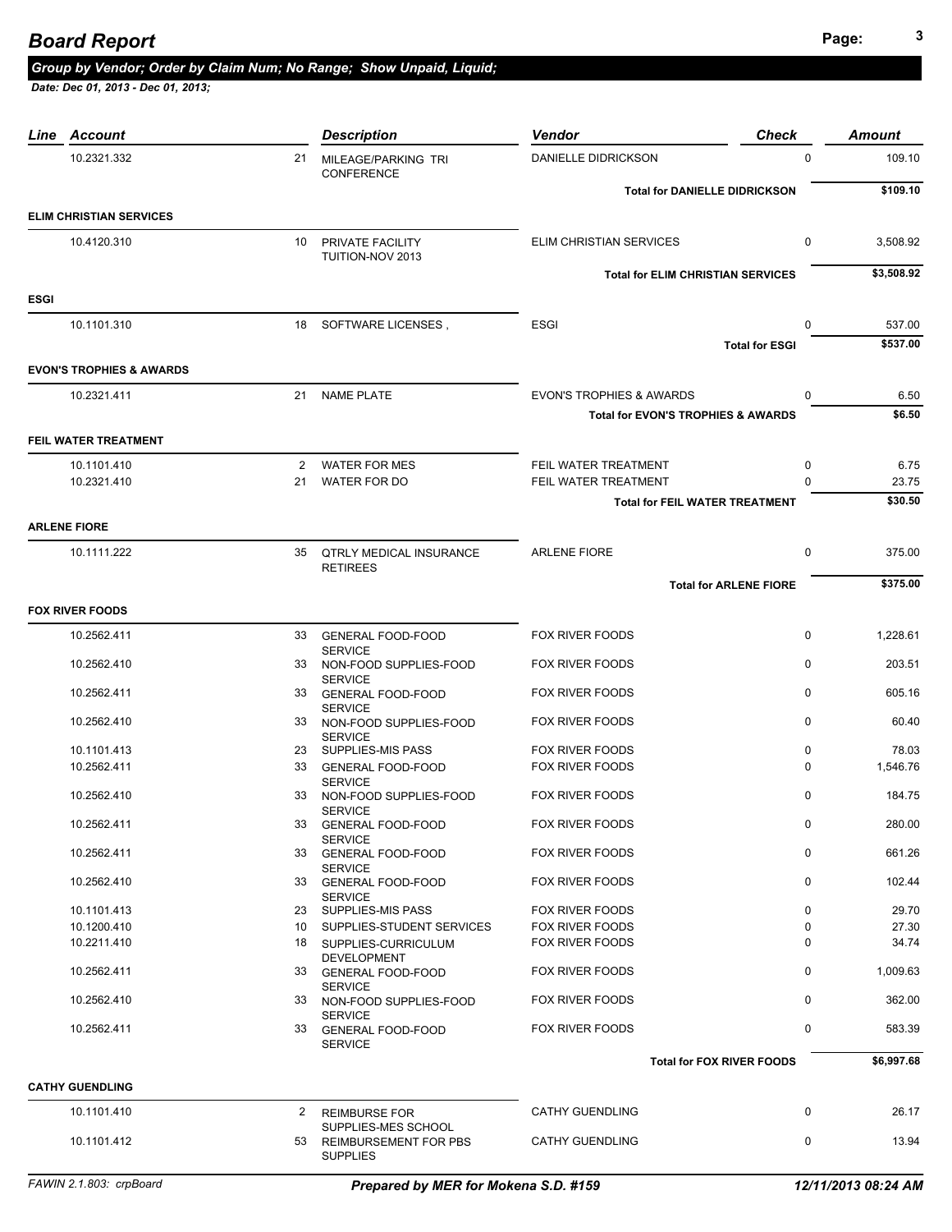# Board Report

***Group by Vendor; Order by Claim Num; No Range; Show Unpaid, Liquid;***

*Date: Dec 01, 2013 - Dec 01, 2013;*

| Line | Account | | Description | Vendor | Check | Amount |
|---|---|---|---|---|---|---|
| | 10.2321.332 | 21 | MILEAGE/PARKING TRI CONFERENCE | DANIELLE DIDRICKSON | 0 | 109.10 |
| | | | | **Total for DANIELLE DIDRICKSON** | | **$109.10** |
| **ELIM CHRISTIAN SERVICES** | | | | | | |
| | 10.4120.310 | 10 | PRIVATE FACILITY TUITION-NOV 2013 | ELIM CHRISTIAN SERVICES | 0 | 3,508.92 |
| | | | | **Total for ELIM CHRISTIAN SERVICES** | | **$3,508.92** |
| **ESGI** | | | | | | |
| | 10.1101.310 | 18 | SOFTWARE LICENSES , | ESGI | 0 | 537.00 |
| | | | | **Total for ESGI** | | **$537.00** |
| **EVON'S TROPHIES & AWARDS** | | | | | | |
| | 10.2321.411 | 21 | NAME PLATE | EVON'S TROPHIES & AWARDS | 0 | 6.50 |
| | | | | **Total for EVON'S TROPHIES & AWARDS** | | **$6.50** |
| **FEIL WATER TREATMENT** | | | | | | |
| | 10.1101.410 | 2 | WATER FOR MES | FEIL WATER TREATMENT | 0 | 6.75 |
| | 10.2321.410 | 21 | WATER FOR DO | FEIL WATER TREATMENT | 0 | 23.75 |
| | | | | **Total for FEIL WATER TREATMENT** | | **$30.50** |
| **ARLENE FIORE** | | | | | | |
| | 10.1111.222 | 35 | QTRLY MEDICAL INSURANCE RETIREES | ARLENE FIORE | 0 | 375.00 |
| | | | | **Total for ARLENE FIORE** | | **$375.00** |
| **FOX RIVER FOODS** | | | | | | |
| | 10.2562.411 | 33 | GENERAL FOOD-FOOD SERVICE | FOX RIVER FOODS | 0 | 1,228.61 |
| | 10.2562.410 | 33 | NON-FOOD SUPPLIES-FOOD SERVICE | FOX RIVER FOODS | 0 | 203.51 |
| | 10.2562.411 | 33 | GENERAL FOOD-FOOD SERVICE | FOX RIVER FOODS | 0 | 605.16 |
| | 10.2562.410 | 33 | NON-FOOD SUPPLIES-FOOD SERVICE | FOX RIVER FOODS | 0 | 60.40 |
| | 10.1101.413 | 23 | SUPPLIES-MIS PASS | FOX RIVER FOODS | 0 | 78.03 |
| | 10.2562.411 | 33 | GENERAL FOOD-FOOD SERVICE | FOX RIVER FOODS | 0 | 1,546.76 |
| | 10.2562.410 | 33 | NON-FOOD SUPPLIES-FOOD SERVICE | FOX RIVER FOODS | 0 | 184.75 |
| | 10.2562.411 | 33 | GENERAL FOOD-FOOD SERVICE | FOX RIVER FOODS | 0 | 280.00 |
| | 10.2562.411 | 33 | GENERAL FOOD-FOOD SERVICE | FOX RIVER FOODS | 0 | 661.26 |
| | 10.2562.410 | 33 | GENERAL FOOD-FOOD SERVICE | FOX RIVER FOODS | 0 | 102.44 |
| | 10.1101.413 | 23 | SUPPLIES-MIS PASS | FOX RIVER FOODS | 0 | 29.70 |
| | 10.1200.410 | 10 | SUPPLIES-STUDENT SERVICES | FOX RIVER FOODS | 0 | 27.30 |
| | 10.2211.410 | 18 | SUPPLIES-CURRICULUM DEVELOPMENT | FOX RIVER FOODS | 0 | 34.74 |
| | 10.2562.411 | 33 | GENERAL FOOD-FOOD SERVICE | FOX RIVER FOODS | 0 | 1,009.63 |
| | 10.2562.410 | 33 | NON-FOOD SUPPLIES-FOOD SERVICE | FOX RIVER FOODS | 0 | 362.00 |
| | 10.2562.411 | 33 | GENERAL FOOD-FOOD SERVICE | FOX RIVER FOODS | 0 | 583.39 |
| | | | | **Total for FOX RIVER FOODS** | | **$6,997.68** |
| **CATHY GUENDLING** | | | | | | |
| | 10.1101.410 | 2 | REIMBURSE FOR SUPPLIES-MES SCHOOL | CATHY GUENDLING | 0 | 26.17 |
| | 10.1101.412 | 53 | REIMBURSEMENT FOR PBS SUPPLIES | CATHY GUENDLING | 0 | 13.94 |

*Prepared by MER for Mokena S.D. #159*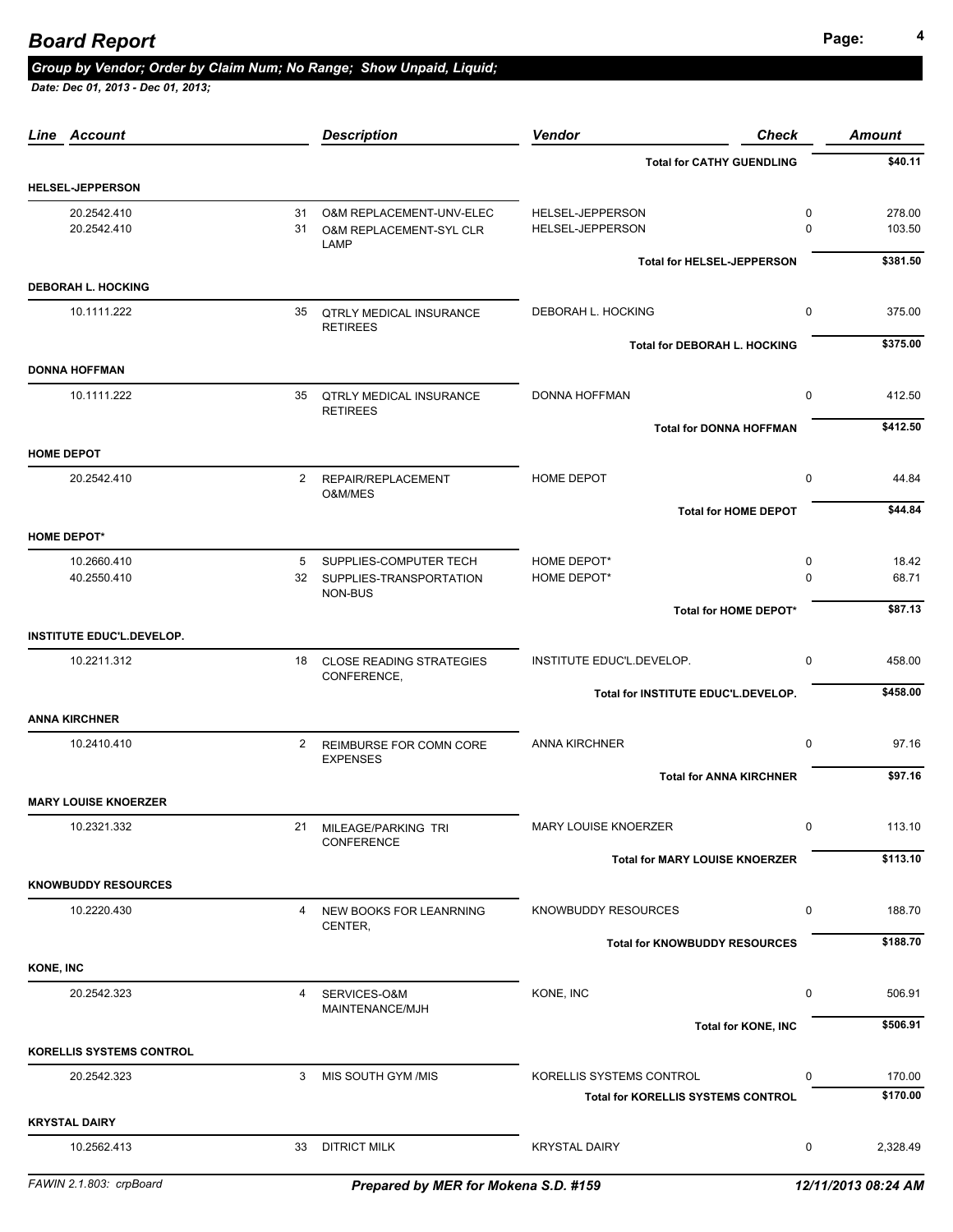# Board Report

***Group by Vendor; Order by Claim Num; No Range; Show Unpaid, Liquid;***

***Date: Dec 01, 2013 - Dec 01, 2013;***

| Line | Account | | Description | Vendor | Check | Amount |
|---|---|---|---|---|---|---|
| | | | | **Total for CATHY GUENDLING** | | **$40.11** |
| **HELSEL-JEPPERSON** | | | | | | |
| | 20.2542.410 | 31 | O&M REPLACEMENT-UNV-ELEC | HELSEL-JEPPERSON | 0 | 278.00 |
| | 20.2542.410 | 31 | O&M REPLACEMENT-SYL CLR LAMP | HELSEL-JEPPERSON | 0 | 103.50 |
| | | | | **Total for HELSEL-JEPPERSON** | | **$381.50** |
| **DEBORAH L. HOCKING** | | | | | | |
| | 10.1111.222 | 35 | QTRLY MEDICAL INSURANCE RETIREES | DEBORAH L. HOCKING | 0 | 375.00 |
| | | | | **Total for DEBORAH L. HOCKING** | | **$375.00** |
| **DONNA HOFFMAN** | | | | | | |
| | 10.1111.222 | 35 | QTRLY MEDICAL INSURANCE RETIREES | DONNA HOFFMAN | 0 | 412.50 |
| | | | | **Total for DONNA HOFFMAN** | | **$412.50** |
| **HOME DEPOT** | | | | | | |
| | 20.2542.410 | 2 | REPAIR/REPLACEMENT O&M/MES | HOME DEPOT | 0 | 44.84 |
| | | | | **Total for HOME DEPOT** | | **$44.84** |
| **HOME DEPOT*** | | | | | | |
| | 10.2660.410 | 5 | SUPPLIES-COMPUTER TECH | HOME DEPOT* | 0 | 18.42 |
| | 40.2550.410 | 32 | SUPPLIES-TRANSPORTATION NON-BUS | HOME DEPOT* | 0 | 68.71 |
| | | | | **Total for HOME DEPOT*** | | **$87.13** |
| **INSTITUTE EDUC'L.DEVELOP.** | | | | | | |
| | 10.2211.312 | 18 | CLOSE READING STRATEGIES CONFERENCE, | INSTITUTE EDUC'L.DEVELOP. | 0 | 458.00 |
| | | | | **Total for INSTITUTE EDUC'L.DEVELOP.** | | **$458.00** |
| **ANNA KIRCHNER** | | | | | | |
| | 10.2410.410 | 2 | REIMBURSE FOR COMN CORE EXPENSES | ANNA KIRCHNER | 0 | 97.16 |
| | | | | **Total for ANNA KIRCHNER** | | **$97.16** |
| **MARY LOUISE KNOERZER** | | | | | | |
| | 10.2321.332 | 21 | MILEAGE/PARKING TRI CONFERENCE | MARY LOUISE KNOERZER | 0 | 113.10 |
| | | | | **Total for MARY LOUISE KNOERZER** | | **$113.10** |
| **KNOWBUDDY RESOURCES** | | | | | | |
| | 10.2220.430 | 4 | NEW BOOKS FOR LEANRNING CENTER, | KNOWBUDDY RESOURCES | 0 | 188.70 |
| | | | | **Total for KNOWBUDDY RESOURCES** | | **$188.70** |
| **KONE, INC** | | | | | | |
| | 20.2542.323 | 4 | SERVICES-O&M MAINTENANCE/MJH | KONE, INC | 0 | 506.91 |
| | | | | **Total for KONE, INC** | | **$506.91** |
| **KORELLIS SYSTEMS CONTROL** | | | | | | |
| | 20.2542.323 | 3 | MIS SOUTH GYM /MIS | KORELLIS SYSTEMS CONTROL | 0 | 170.00 |
| | | | | **Total for KORELLIS SYSTEMS CONTROL** | | **$170.00** |
| **KRYSTAL DAIRY** | | | | | | |
| | 10.2562.413 | 33 | DITRICT MILK | KRYSTAL DAIRY | 0 | 2,328.49 |

FAWIN 2.1.803: crpBoard — ***Prepared by MER for Mokena S.D. #159*** — ***12/11/2013 08:24 AM***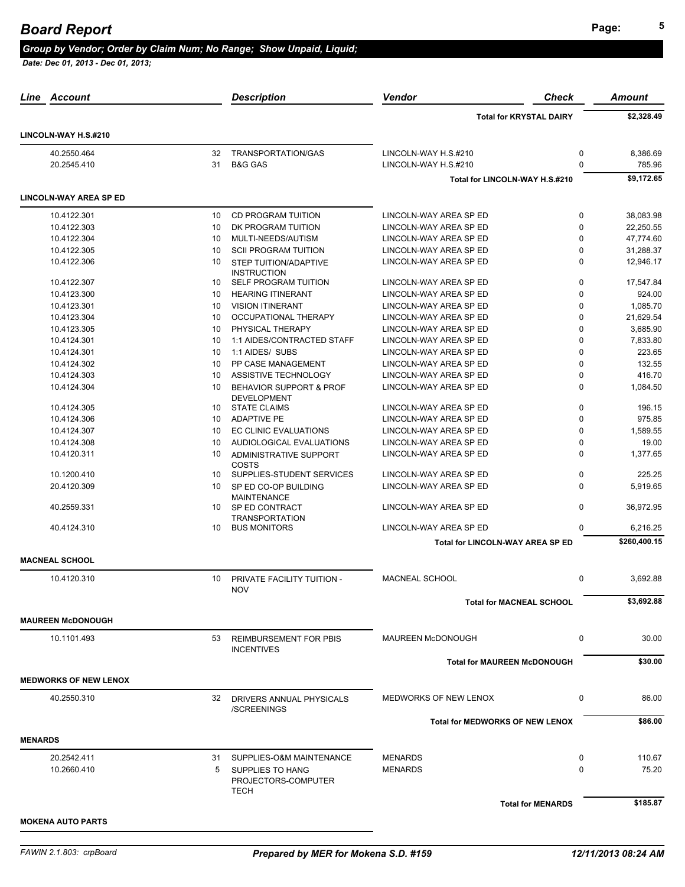## Board Report

***Group by Vendor; Order by Claim Num; No Range; Show Unpaid, Liquid;***

*Date: Dec 01, 2013 - Dec 01, 2013;*

| Line | Account | | Description | Vendor | Check | Amount |
|---|---|---|---|---|---|---|
| | | | | **Total for KRYSTAL DAIRY** | | **$2,328.49** |
| **LINCOLN-WAY H.S.#210** | | | | | | |
| | 40.2550.464 | 32 | TRANSPORTATION/GAS | LINCOLN-WAY H.S.#210 | 0 | 8,386.69 |
| | 20.2545.410 | 31 | B&G GAS | LINCOLN-WAY H.S.#210 | 0 | 785.96 |
| | | | | **Total for LINCOLN-WAY H.S.#210** | | **$9,172.65** |
| **LINCOLN-WAY AREA SP ED** | | | | | | |
| | 10.4122.301 | 10 | CD PROGRAM TUITION | LINCOLN-WAY AREA SP ED | 0 | 38,083.98 |
| | 10.4122.303 | 10 | DK PROGRAM TUITION | LINCOLN-WAY AREA SP ED | 0 | 22,250.55 |
| | 10.4122.304 | 10 | MULTI-NEEDS/AUTISM | LINCOLN-WAY AREA SP ED | 0 | 47,774.60 |
| | 10.4122.305 | 10 | SCII PROGRAM TUITION | LINCOLN-WAY AREA SP ED | 0 | 31,288.37 |
| | 10.4122.306 | 10 | STEP TUITION/ADAPTIVE INSTRUCTION | LINCOLN-WAY AREA SP ED | 0 | 12,946.17 |
| | 10.4122.307 | 10 | SELF PROGRAM TUITION | LINCOLN-WAY AREA SP ED | 0 | 17,547.84 |
| | 10.4123.300 | 10 | HEARING ITINERANT | LINCOLN-WAY AREA SP ED | 0 | 924.00 |
| | 10.4123.301 | 10 | VISION ITINERANT | LINCOLN-WAY AREA SP ED | 0 | 1,085.70 |
| | 10.4123.304 | 10 | OCCUPATIONAL THERAPY | LINCOLN-WAY AREA SP ED | 0 | 21,629.54 |
| | 10.4123.305 | 10 | PHYSICAL THERAPY | LINCOLN-WAY AREA SP ED | 0 | 3,685.90 |
| | 10.4124.301 | 10 | 1:1 AIDES/CONTRACTED STAFF | LINCOLN-WAY AREA SP ED | 0 | 7,833.80 |
| | 10.4124.301 | 10 | 1:1 AIDES/ SUBS | LINCOLN-WAY AREA SP ED | 0 | 223.65 |
| | 10.4124.302 | 10 | PP CASE MANAGEMENT | LINCOLN-WAY AREA SP ED | 0 | 132.55 |
| | 10.4124.303 | 10 | ASSISTIVE TECHNOLOGY | LINCOLN-WAY AREA SP ED | 0 | 416.70 |
| | 10.4124.304 | 10 | BEHAVIOR SUPPORT & PROF DEVELOPMENT | LINCOLN-WAY AREA SP ED | 0 | 1,084.50 |
| | 10.4124.305 | 10 | STATE CLAIMS | LINCOLN-WAY AREA SP ED | 0 | 196.15 |
| | 10.4124.306 | 10 | ADAPTIVE PE | LINCOLN-WAY AREA SP ED | 0 | 975.85 |
| | 10.4124.307 | 10 | EC CLINIC EVALUATIONS | LINCOLN-WAY AREA SP ED | 0 | 1,589.55 |
| | 10.4124.308 | 10 | AUDIOLOGICAL EVALUATIONS | LINCOLN-WAY AREA SP ED | 0 | 19.00 |
| | 10.4120.311 | 10 | ADMINISTRATIVE SUPPORT COSTS | LINCOLN-WAY AREA SP ED | 0 | 1,377.65 |
| | 10.1200.410 | 10 | SUPPLIES-STUDENT SERVICES | LINCOLN-WAY AREA SP ED | 0 | 225.25 |
| | 20.4120.309 | 10 | SP ED CO-OP BUILDING MAINTENANCE | LINCOLN-WAY AREA SP ED | 0 | 5,919.65 |
| | 40.2559.331 | 10 | SP ED CONTRACT TRANSPORTATION | LINCOLN-WAY AREA SP ED | 0 | 36,972.95 |
| | 40.4124.310 | 10 | BUS MONITORS | LINCOLN-WAY AREA SP ED | 0 | 6,216.25 |
| | | | | **Total for LINCOLN-WAY AREA SP ED** | | **$260,400.15** |
| **MACNEAL SCHOOL** | | | | | | |
| | 10.4120.310 | 10 | PRIVATE FACILITY TUITION - NOV | MACNEAL SCHOOL | 0 | 3,692.88 |
| | | | | **Total for MACNEAL SCHOOL** | | **$3,692.88** |
| **MAUREEN McDONOUGH** | | | | | | |
| | 10.1101.493 | 53 | REIMBURSEMENT FOR PBIS INCENTIVES | MAUREEN McDONOUGH | 0 | 30.00 |
| | | | | **Total for MAUREEN McDONOUGH** | | **$30.00** |
| **MEDWORKS OF NEW LENOX** | | | | | | |
| | 40.2550.310 | 32 | DRIVERS ANNUAL PHYSICALS /SCREENINGS | MEDWORKS OF NEW LENOX | 0 | 86.00 |
| | | | | **Total for MEDWORKS OF NEW LENOX** | | **$86.00** |
| **MENARDS** | | | | | | |
| | 20.2542.411 | 31 | SUPPLIES-O&M MAINTENANCE | MENARDS | 0 | 110.67 |
| | 10.2660.410 | 5 | SUPPLIES TO HANG PROJECTORS-COMPUTER TECH | MENARDS | 0 | 75.20 |
| | | | | **Total for MENARDS** | | **$185.87** |
| **MOKENA AUTO PARTS** | | | | | | |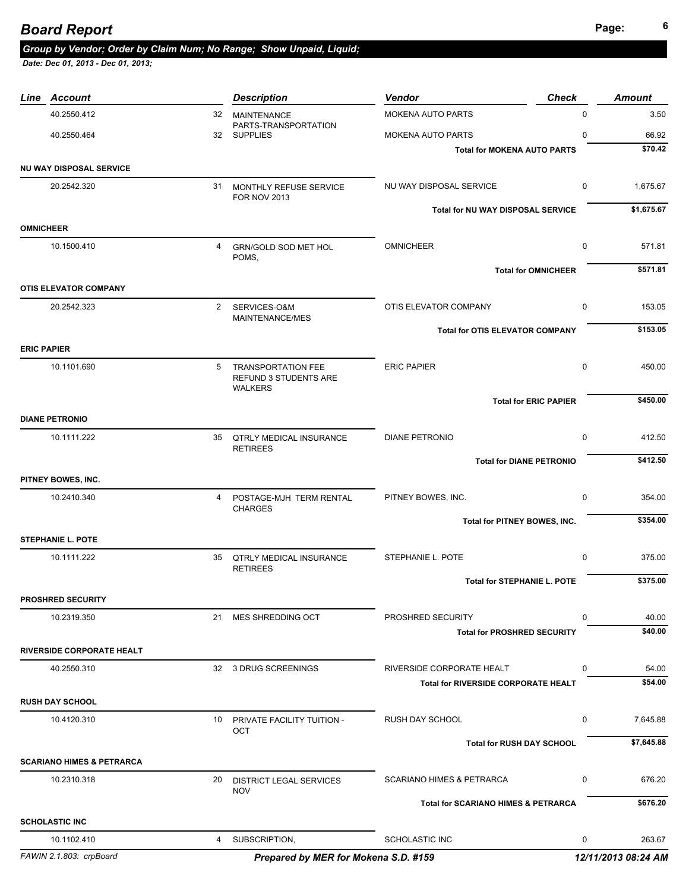# Board Report

***Group by Vendor; Order by Claim Num; No Range; Show Unpaid, Liquid;***

***Date: Dec 01, 2013 - Dec 01, 2013;***

| Line | Account | | Description | Vendor | Check | Amount |
|---|---|---|---|---|---|---|
| | 40.2550.412 | 32 | MAINTENANCE PARTS-TRANSPORTATION | MOKENA AUTO PARTS | 0 | 3.50 |
| | 40.2550.464 | 32 | SUPPLIES | MOKENA AUTO PARTS | 0 | 66.92 |
| | | | | **Total for MOKENA AUTO PARTS** | | **$70.42** |
| **NU WAY DISPOSAL SERVICE** | | | | | | |
| | 20.2542.320 | 31 | MONTHLY REFUSE SERVICE FOR NOV 2013 | NU WAY DISPOSAL SERVICE | 0 | 1,675.67 |
| | | | | **Total for NU WAY DISPOSAL SERVICE** | | **$1,675.67** |
| **OMNICHEER** | | | | | | |
| | 10.1500.410 | 4 | GRN/GOLD SOD MET HOL POMS, | OMNICHEER | 0 | 571.81 |
| | | | | **Total for OMNICHEER** | | **$571.81** |
| **OTIS ELEVATOR COMPANY** | | | | | | |
| | 20.2542.323 | 2 | SERVICES-O&M MAINTENANCE/MES | OTIS ELEVATOR COMPANY | 0 | 153.05 |
| | | | | **Total for OTIS ELEVATOR COMPANY** | | **$153.05** |
| **ERIC PAPIER** | | | | | | |
| | 10.1101.690 | 5 | TRANSPORTATION FEE REFUND 3 STUDENTS ARE WALKERS | ERIC PAPIER | 0 | 450.00 |
| | | | | **Total for ERIC PAPIER** | | **$450.00** |
| **DIANE PETRONIO** | | | | | | |
| | 10.1111.222 | 35 | QTRLY MEDICAL INSURANCE RETIREES | DIANE PETRONIO | 0 | 412.50 |
| | | | | **Total for DIANE PETRONIO** | | **$412.50** |
| **PITNEY BOWES, INC.** | | | | | | |
| | 10.2410.340 | 4 | POSTAGE-MJH TERM RENTAL CHARGES | PITNEY BOWES, INC. | 0 | 354.00 |
| | | | | **Total for PITNEY BOWES, INC.** | | **$354.00** |
| **STEPHANIE L. POTE** | | | | | | |
| | 10.1111.222 | 35 | QTRLY MEDICAL INSURANCE RETIREES | STEPHANIE L. POTE | 0 | 375.00 |
| | | | | **Total for STEPHANIE L. POTE** | | **$375.00** |
| **PROSHRED SECURITY** | | | | | | |
| | 10.2319.350 | 21 | MES SHREDDING OCT | PROSHRED SECURITY | 0 | 40.00 |
| | | | | **Total for PROSHRED SECURITY** | | **$40.00** |
| **RIVERSIDE CORPORATE HEALT** | | | | | | |
| | 40.2550.310 | 32 | 3 DRUG SCREENINGS | RIVERSIDE CORPORATE HEALT | 0 | 54.00 |
| | | | | **Total for RIVERSIDE CORPORATE HEALT** | | **$54.00** |
| **RUSH DAY SCHOOL** | | | | | | |
| | 10.4120.310 | 10 | PRIVATE FACILITY TUITION - OCT | RUSH DAY SCHOOL | 0 | 7,645.88 |
| | | | | **Total for RUSH DAY SCHOOL** | | **$7,645.88** |
| **SCARIANO HIMES & PETRARCA** | | | | | | |
| | 10.2310.318 | 20 | DISTRICT LEGAL SERVICES NOV | SCARIANO HIMES & PETRARCA | 0 | 676.20 |
| | | | | **Total for SCARIANO HIMES & PETRARCA** | | **$676.20** |
| **SCHOLASTIC INC** | | | | | | |
| | 10.1102.410 | 4 | SUBSCRIPTION, | SCHOLASTIC INC | 0 | 263.67 |

FAWIN 2.1.803: crpBoard — *Prepared by MER for Mokena S.D. #159* — *12/11/2013 08:24 AM*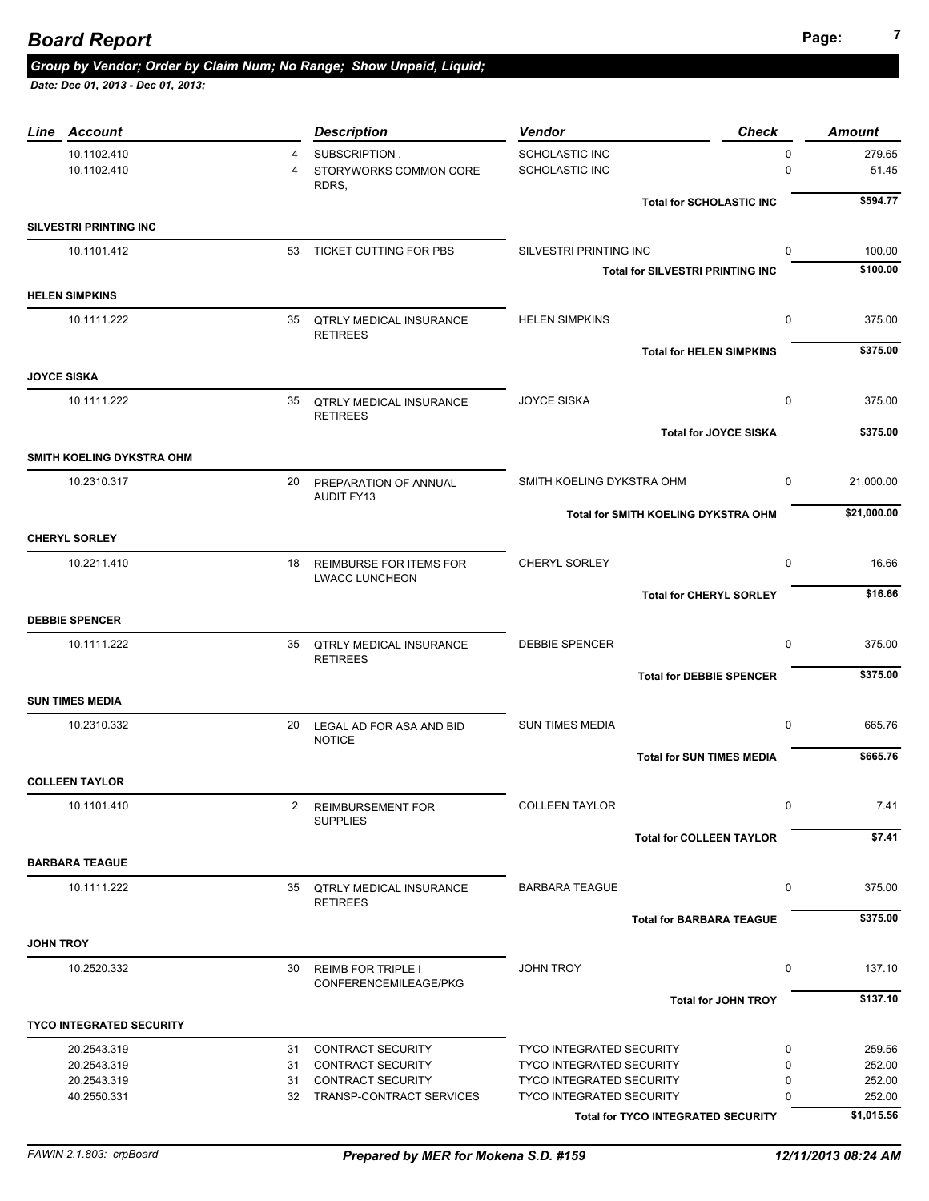# Board Report

***Group by Vendor; Order by Claim Num; No Range; Show Unpaid, Liquid;***

***Date: Dec 01, 2013 - Dec 01, 2013;***

| Line | Account | | Description | Vendor | Check | Amount |
|---|---|---|---|---|---|---|
| | 10.1102.410 | 4 | SUBSCRIPTION , | SCHOLASTIC INC | 0 | 279.65 |
| | 10.1102.410 | 4 | STORYWORKS COMMON CORE RDRS, | SCHOLASTIC INC | 0 | 51.45 |
| | | | | **Total for SCHOLASTIC INC** | | **$594.77** |
| **SILVESTRI PRINTING INC** | | | | | | |
| | 10.1101.412 | 53 | TICKET CUTTING FOR PBS | SILVESTRI PRINTING INC | 0 | 100.00 |
| | | | | **Total for SILVESTRI PRINTING INC** | | **$100.00** |
| **HELEN SIMPKINS** | | | | | | |
| | 10.1111.222 | 35 | QTRLY MEDICAL INSURANCE RETIREES | HELEN SIMPKINS | 0 | 375.00 |
| | | | | **Total for HELEN SIMPKINS** | | **$375.00** |
| **JOYCE SISKA** | | | | | | |
| | 10.1111.222 | 35 | QTRLY MEDICAL INSURANCE RETIREES | JOYCE SISKA | 0 | 375.00 |
| | | | | **Total for JOYCE SISKA** | | **$375.00** |
| **SMITH KOELING DYKSTRA OHM** | | | | | | |
| | 10.2310.317 | 20 | PREPARATION OF ANNUAL AUDIT FY13 | SMITH KOELING DYKSTRA OHM | 0 | 21,000.00 |
| | | | | **Total for SMITH KOELING DYKSTRA OHM** | | **$21,000.00** |
| **CHERYL SORLEY** | | | | | | |
| | 10.2211.410 | 18 | REIMBURSE FOR ITEMS FOR LWACC LUNCHEON | CHERYL SORLEY | 0 | 16.66 |
| | | | | **Total for CHERYL SORLEY** | | **$16.66** |
| **DEBBIE SPENCER** | | | | | | |
| | 10.1111.222 | 35 | QTRLY MEDICAL INSURANCE RETIREES | DEBBIE SPENCER | 0 | 375.00 |
| | | | | **Total for DEBBIE SPENCER** | | **$375.00** |
| **SUN TIMES MEDIA** | | | | | | |
| | 10.2310.332 | 20 | LEGAL AD FOR ASA AND BID NOTICE | SUN TIMES MEDIA | 0 | 665.76 |
| | | | | **Total for SUN TIMES MEDIA** | | **$665.76** |
| **COLLEEN TAYLOR** | | | | | | |
| | 10.1101.410 | 2 | REIMBURSEMENT FOR SUPPLIES | COLLEEN TAYLOR | 0 | 7.41 |
| | | | | **Total for COLLEEN TAYLOR** | | **$7.41** |
| **BARBARA TEAGUE** | | | | | | |
| | 10.1111.222 | 35 | QTRLY MEDICAL INSURANCE RETIREES | BARBARA TEAGUE | 0 | 375.00 |
| | | | | **Total for BARBARA TEAGUE** | | **$375.00** |
| **JOHN TROY** | | | | | | |
| | 10.2520.332 | 30 | REIMB FOR TRIPLE I CONFERENCEMILEAGE/PKG | JOHN TROY | 0 | 137.10 |
| | | | | **Total for JOHN TROY** | | **$137.10** |
| **TYCO INTEGRATED SECURITY** | | | | | | |
| | 20.2543.319 | 31 | CONTRACT SECURITY | TYCO INTEGRATED SECURITY | 0 | 259.56 |
| | 20.2543.319 | 31 | CONTRACT SECURITY | TYCO INTEGRATED SECURITY | 0 | 252.00 |
| | 20.2543.319 | 31 | CONTRACT SECURITY | TYCO INTEGRATED SECURITY | 0 | 252.00 |
| | 40.2550.331 | 32 | TRANSP-CONTRACT SERVICES | TYCO INTEGRATED SECURITY | 0 | 252.00 |
| | | | | **Total for TYCO INTEGRATED SECURITY** | | **$1,015.56** |

FAWIN 2.1.803: crpBoard — ***Prepared by MER for Mokena S.D. #159*** — ***12/11/2013 08:24 AM***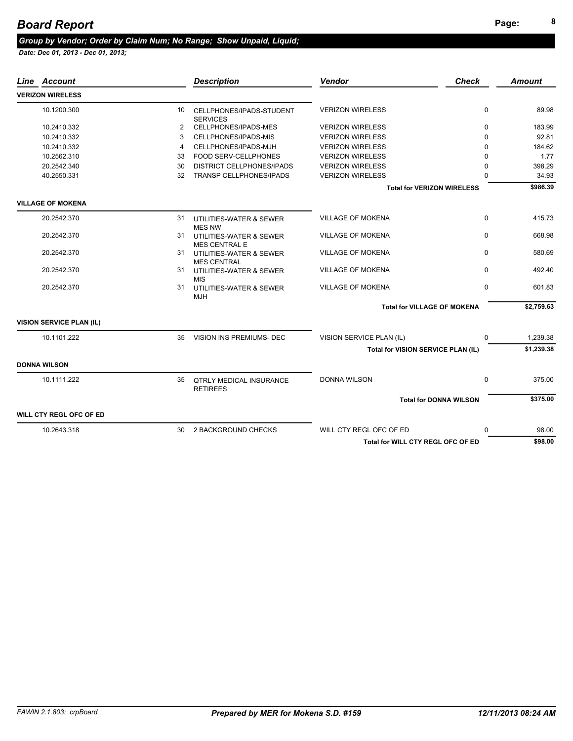# Board Report

***Group by Vendor; Order by Claim Num; No Range; Show Unpaid, Liquid;***

***Date: Dec 01, 2013 - Dec 01, 2013;***

| Line | Account | | Description | Vendor | Check | Amount |
|---|---|---|---|---|---|---|
| **VERIZON WIRELESS** | | | | | | |
| | 10.1200.300 | 10 | CELLPHONES/IPADS-STUDENT SERVICES | VERIZON WIRELESS | 0 | 89.98 |
| | 10.2410.332 | 2 | CELLPHONES/IPADS-MES | VERIZON WIRELESS | 0 | 183.99 |
| | 10.2410.332 | 3 | CELLPHONES/IPADS-MIS | VERIZON WIRELESS | 0 | 92.81 |
| | 10.2410.332 | 4 | CELLPHONES/IPADS-MJH | VERIZON WIRELESS | 0 | 184.62 |
| | 10.2562.310 | 33 | FOOD SERV-CELLPHONES | VERIZON WIRELESS | 0 | 1.77 |
| | 20.2542.340 | 30 | DISTRICT CELLPHONES/IPADS | VERIZON WIRELESS | 0 | 398.29 |
| | 40.2550.331 | 32 | TRANSP CELLPHONES/IPADS | VERIZON WIRELESS | 0 | 34.93 |
| | | | | **Total for VERIZON WIRELESS** | | **$986.39** |
| **VILLAGE OF MOKENA** | | | | | | |
| | 20.2542.370 | 31 | UTILITIES-WATER & SEWER MES NW | VILLAGE OF MOKENA | 0 | 415.73 |
| | 20.2542.370 | 31 | UTILITIES-WATER & SEWER MES CENTRAL E | VILLAGE OF MOKENA | 0 | 668.98 |
| | 20.2542.370 | 31 | UTILITIES-WATER & SEWER MES CENTRAL | VILLAGE OF MOKENA | 0 | 580.69 |
| | 20.2542.370 | 31 | UTILITIES-WATER & SEWER MIS | VILLAGE OF MOKENA | 0 | 492.40 |
| | 20.2542.370 | 31 | UTILITIES-WATER & SEWER MJH | VILLAGE OF MOKENA | 0 | 601.83 |
| | | | | **Total for VILLAGE OF MOKENA** | | **$2,759.63** |
| **VISION SERVICE PLAN (IL)** | | | | | | |
| | 10.1101.222 | 35 | VISION INS PREMIUMS- DEC | VISION SERVICE PLAN (IL) | 0 | 1,239.38 |
| | | | | **Total for VISION SERVICE PLAN (IL)** | | **$1,239.38** |
| **DONNA WILSON** | | | | | | |
| | 10.1111.222 | 35 | QTRLY MEDICAL INSURANCE RETIREES | DONNA WILSON | 0 | 375.00 |
| | | | | **Total for DONNA WILSON** | | **$375.00** |
| **WILL CTY REGL OFC OF ED** | | | | | | |
| | 10.2643.318 | 30 | 2 BACKGROUND CHECKS | WILL CTY REGL OFC OF ED | 0 | 98.00 |
| | | | | **Total for WILL CTY REGL OFC OF ED** | | **$98.00** |

*FAWIN 2.1.803: crpBoard* | ***Prepared by MER for Mokena S.D. #159*** | ***12/11/2013 08:24 AM***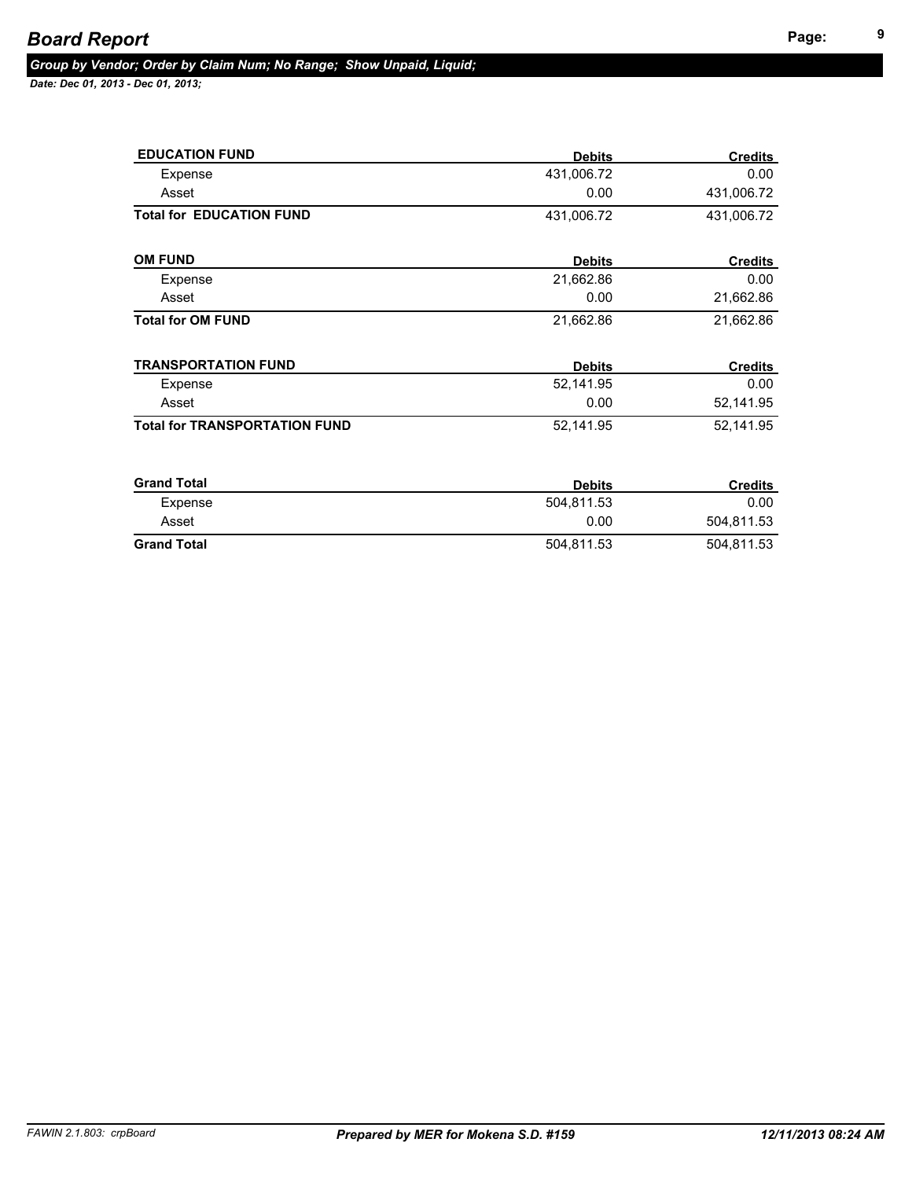# Board Report

***Group by Vendor; Order by Claim Num; No Range; Show Unpaid, Liquid;***

***Date: Dec 01, 2013 - Dec 01, 2013;***

| EDUCATION FUND | Debits | Credits |
|---|---|---|
| Expense | 431,006.72 | 0.00 |
| Asset | 0.00 | 431,006.72 |
| **Total for EDUCATION FUND** | 431,006.72 | 431,006.72 |

| OM FUND | Debits | Credits |
|---|---|---|
| Expense | 21,662.86 | 0.00 |
| Asset | 0.00 | 21,662.86 |
| **Total for OM FUND** | 21,662.86 | 21,662.86 |

| TRANSPORTATION FUND | Debits | Credits |
|---|---|---|
| Expense | 52,141.95 | 0.00 |
| Asset | 0.00 | 52,141.95 |
| **Total for TRANSPORTATION FUND** | 52,141.95 | 52,141.95 |

| Grand Total | Debits | Credits |
|---|---|---|
| Expense | 504,811.53 | 0.00 |
| Asset | 0.00 | 504,811.53 |
| **Grand Total** | 504,811.53 | 504,811.53 |

*FAWIN 2.1.803: crpBoard* — ***Prepared by MER for Mokena S.D. #159*** — ***12/11/2013 08:24 AM***